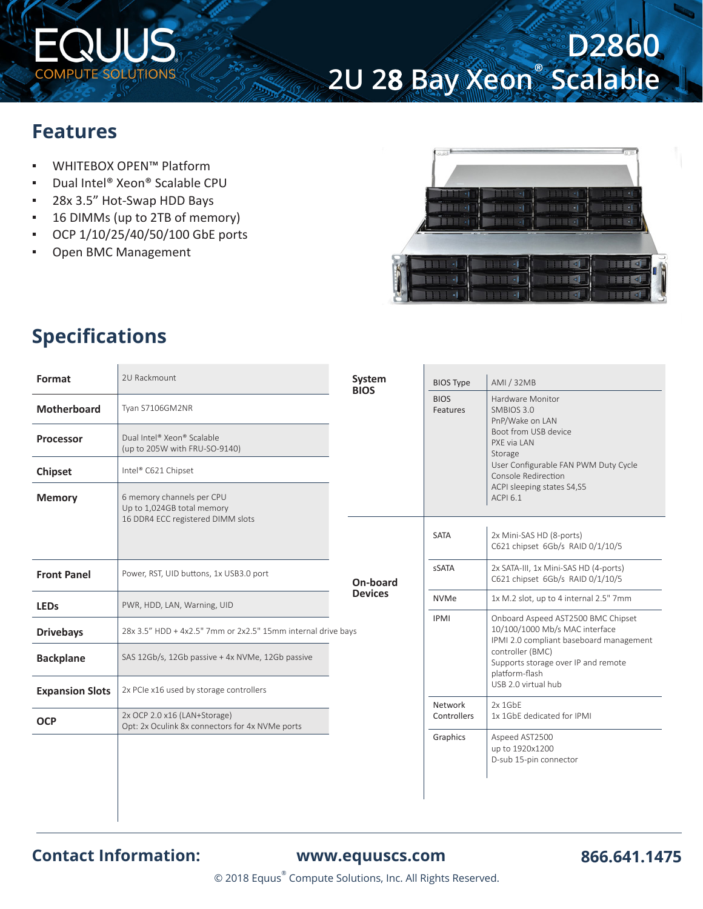# EQUUS COMPUTE SOLUTIONS

# D2860
# 2U 28 Bay Xeon® Scalable

## Features

- WHITEBOX OPEN™ Platform
- Dual Intel® Xeon® Scalable CPU
- 28x 3.5" Hot-Swap HDD Bays
- 16 DIMMs (up to 2TB of memory)
- OCP 1/10/25/40/50/100 GbE ports
- Open BMC Management

## Specifications

| | |
|---|---|
| **Format** | 2U Rackmount |
| **Motherboard** | Tyan S7106GM2NR |
| **Processor** | Dual Intel® Xeon® Scalable (up to 205W with FRU-SO-9140) |
| **Chipset** | Intel® C621 Chipset |
| **Memory** | 6 memory channels per CPU<br>Up to 1,024GB total memory<br>16 DDR4 ECC registered DIMM slots |
| **Front Panel** | Power, RST, UID buttons, 1x USB3.0 port |
| **LEDs** | PWR, HDD, LAN, Warning, UID |
| **Drivebays** | 28x 3.5" HDD + 4x2.5" 7mm or 2x2.5" 15mm internal drive bays |
| **Backplane** | SAS 12Gb/s, 12Gb passive + 4x NVMe, 12Gb passive |
| **Expansion Slots** | 2x PCIe x16 used by storage controllers |
| **OCP** | 2x OCP 2.0 x16 (LAN+Storage)<br>Opt: 2x Oculink 8x connectors for 4x NVMe ports |

| | | |
|---|---|---|
| **System BIOS** | BIOS Type | AMI / 32MB |
| | BIOS Features | Hardware Monitor<br>SMBIOS 3.0<br>PnP/Wake on LAN<br>Boot from USB device<br>PXE via LAN<br>Storage<br>User Configurable FAN PWM Duty Cycle<br>Console Redirection<br>ACPI sleeping states S4,S5<br>ACPI 6.1 |
| **On-board Devices** | SATA | 2x Mini-SAS HD (8-ports)<br>C621 chipset 6Gb/s RAID 0/1/10/5 |
| | sSATA | 2x SATA-III, 1x Mini-SAS HD (4-ports)<br>C621 chipset 6Gb/s RAID 0/1/10/5 |
| | NVMe | 1x M.2 slot, up to 4 internal 2.5" 7mm |
| | IPMI | Onboard Aspeed AST2500 BMC Chipset<br>10/100/1000 Mb/s MAC interface<br>IPMI 2.0 compliant baseboard management controller (BMC)<br>Supports storage over IP and remote platform-flash<br>USB 2.0 virtual hub |
| | Network Controllers | 2x 1GbE<br>1x 1GbE dedicated for IPMI |
| | Graphics | Aspeed AST2500<br>up to 1920x1200<br>D-sub 15-pin connector |

**Contact Information:** **www.equuscs.com** **866.641.1475**

© 2018 Equus® Compute Solutions, Inc. All Rights Reserved.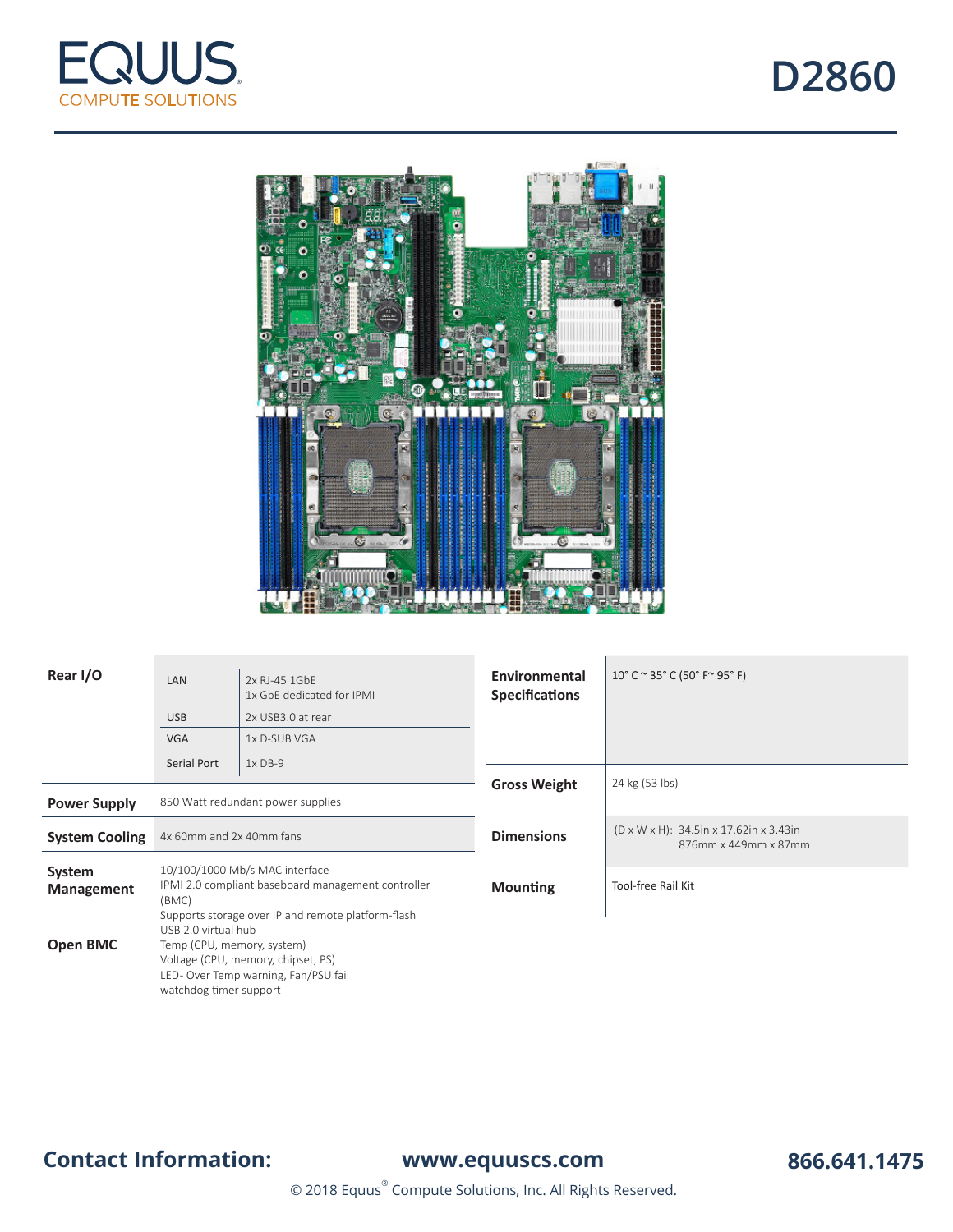# D2860

| | | |
|---|---|---|
| **Rear I/O** | LAN | 2x RJ-45 1GbE<br>1x GbE dedicated for IPMI |
| | USB | 2x USB3.0 at rear |
| | VGA | 1x D-SUB VGA |
| | Serial Port | 1x DB-9 |
| **Power Supply** | 850 Watt redundant power supplies | |
| **System Cooling** | 4x 60mm and 2x 40mm fans | |
| **System Management**<br><br>**Open BMC** | 10/100/1000 Mb/s MAC interface<br>IPMI 2.0 compliant baseboard management controller (BMC)<br>Supports storage over IP and remote platform-flash<br>USB 2.0 virtual hub<br>Temp (CPU, memory, system)<br>Voltage (CPU, memory, chipset, PS)<br>LED- Over Temp warning, Fan/PSU fail<br>watchdog timer support | |

| | |
|---|---|
| **Environmental Specifications** | 10° C ~ 35° C (50° F~ 95° F) |
| **Gross Weight** | 24 kg (53 lbs) |
| **Dimensions** | (D x W x H): 34.5in x 17.62in x 3.43in<br>876mm x 449mm x 87mm |
| **Mounting** | Tool-free Rail Kit |

**Contact Information:** **www.equuscs.com** **866.641.1475**

© 2018 Equus® Compute Solutions, Inc. All Rights Reserved.